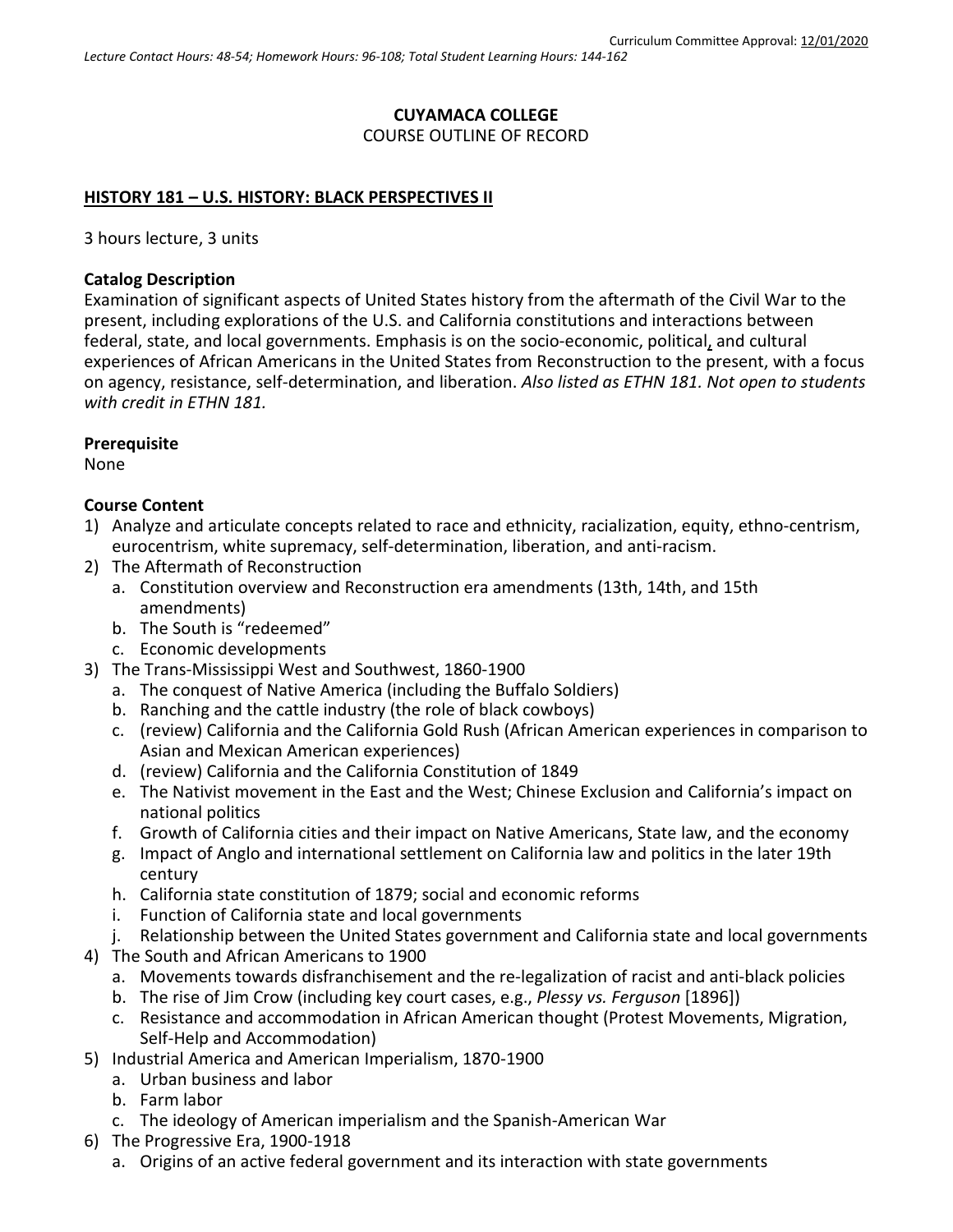Curriculum Committee Approval: 12/01/2020

*Lecture Contact Hours: 48-54; Homework Hours: 96-108; Total Student Learning Hours: 144-162*

**CUYAMACA COLLEGE**
COURSE OUTLINE OF RECORD

## HISTORY 181 – U.S. HISTORY: BLACK PERSPECTIVES II

3 hours lecture, 3 units

### Catalog Description

Examination of significant aspects of United States history from the aftermath of the Civil War to the present, including explorations of the U.S. and California constitutions and interactions between federal, state, and local governments. Emphasis is on the socio-economic, political, and cultural experiences of African Americans in the United States from Reconstruction to the present, with a focus on agency, resistance, self-determination, and liberation. *Also listed as ETHN 181. Not open to students with credit in ETHN 181.*

### Prerequisite

None

### Course Content

1) Analyze and articulate concepts related to race and ethnicity, racialization, equity, ethno-centrism, eurocentrism, white supremacy, self-determination, liberation, and anti-racism.
2) The Aftermath of Reconstruction
   a. Constitution overview and Reconstruction era amendments (13th, 14th, and 15th amendments)
   b. The South is "redeemed"
   c. Economic developments
3) The Trans-Mississippi West and Southwest, 1860-1900
   a. The conquest of Native America (including the Buffalo Soldiers)
   b. Ranching and the cattle industry (the role of black cowboys)
   c. (review) California and the California Gold Rush (African American experiences in comparison to Asian and Mexican American experiences)
   d. (review) California and the California Constitution of 1849
   e. The Nativist movement in the East and the West; Chinese Exclusion and California's impact on national politics
   f. Growth of California cities and their impact on Native Americans, State law, and the economy
   g. Impact of Anglo and international settlement on California law and politics in the later 19th century
   h. California state constitution of 1879; social and economic reforms
   i. Function of California state and local governments
   j. Relationship between the United States government and California state and local governments
4) The South and African Americans to 1900
   a. Movements towards disfranchisement and the re-legalization of racist and anti-black policies
   b. The rise of Jim Crow (including key court cases, e.g., *Plessy vs. Ferguson* [1896])
   c. Resistance and accommodation in African American thought (Protest Movements, Migration, Self-Help and Accommodation)
5) Industrial America and American Imperialism, 1870-1900
   a. Urban business and labor
   b. Farm labor
   c. The ideology of American imperialism and the Spanish-American War
6) The Progressive Era, 1900-1918
   a. Origins of an active federal government and its interaction with state governments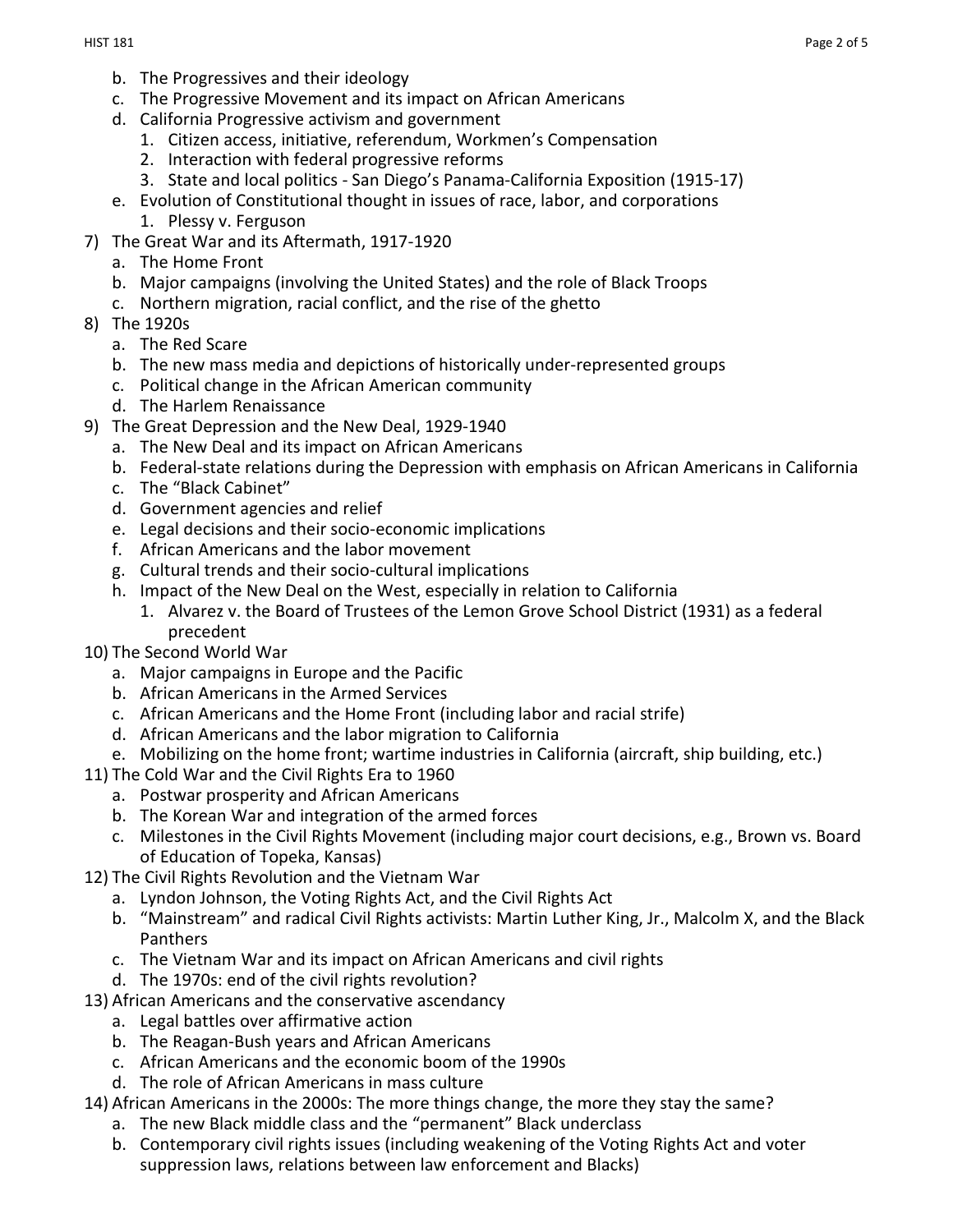b. The Progressives and their ideology
   c. The Progressive Movement and its impact on African Americans
   d. California Progressive activism and government
      1. Citizen access, initiative, referendum, Workmen's Compensation
      2. Interaction with federal progressive reforms
      3. State and local politics - San Diego's Panama-California Exposition (1915-17)
   e. Evolution of Constitutional thought in issues of race, labor, and corporations
      1. Plessy v. Ferguson

7) The Great War and its Aftermath, 1917-1920
   a. The Home Front
   b. Major campaigns (involving the United States) and the role of Black Troops
   c. Northern migration, racial conflict, and the rise of the ghetto

8) The 1920s
   a. The Red Scare
   b. The new mass media and depictions of historically under-represented groups
   c. Political change in the African American community
   d. The Harlem Renaissance

9) The Great Depression and the New Deal, 1929-1940
   a. The New Deal and its impact on African Americans
   b. Federal-state relations during the Depression with emphasis on African Americans in California
   c. The "Black Cabinet"
   d. Government agencies and relief
   e. Legal decisions and their socio-economic implications
   f. African Americans and the labor movement
   g. Cultural trends and their socio-cultural implications
   h. Impact of the New Deal on the West, especially in relation to California
      1. Alvarez v. the Board of Trustees of the Lemon Grove School District (1931) as a federal precedent

10) The Second World War
    a. Major campaigns in Europe and the Pacific
    b. African Americans in the Armed Services
    c. African Americans and the Home Front (including labor and racial strife)
    d. African Americans and the labor migration to California
    e. Mobilizing on the home front; wartime industries in California (aircraft, ship building, etc.)

11) The Cold War and the Civil Rights Era to 1960
    a. Postwar prosperity and African Americans
    b. The Korean War and integration of the armed forces
    c. Milestones in the Civil Rights Movement (including major court decisions, e.g., Brown vs. Board of Education of Topeka, Kansas)

12) The Civil Rights Revolution and the Vietnam War
    a. Lyndon Johnson, the Voting Rights Act, and the Civil Rights Act
    b. "Mainstream" and radical Civil Rights activists: Martin Luther King, Jr., Malcolm X, and the Black Panthers
    c. The Vietnam War and its impact on African Americans and civil rights
    d. The 1970s: end of the civil rights revolution?

13) African Americans and the conservative ascendancy
    a. Legal battles over affirmative action
    b. The Reagan-Bush years and African Americans
    c. African Americans and the economic boom of the 1990s
    d. The role of African Americans in mass culture

14) African Americans in the 2000s: The more things change, the more they stay the same?
    a. The new Black middle class and the "permanent" Black underclass
    b. Contemporary civil rights issues (including weakening of the Voting Rights Act and voter suppression laws, relations between law enforcement and Blacks)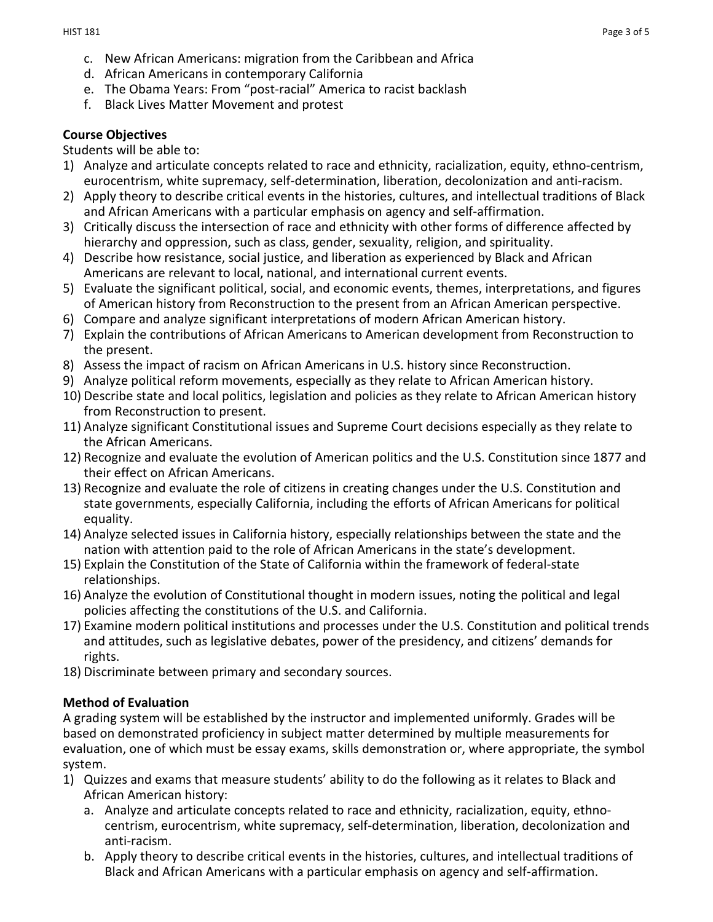c. New African Americans: migration from the Caribbean and Africa
d. African Americans in contemporary California
e. The Obama Years: From "post-racial" America to racist backlash
f. Black Lives Matter Movement and protest

**Course Objectives**

Students will be able to:

1) Analyze and articulate concepts related to race and ethnicity, racialization, equity, ethno-centrism, eurocentrism, white supremacy, self-determination, liberation, decolonization and anti-racism.
2) Apply theory to describe critical events in the histories, cultures, and intellectual traditions of Black and African Americans with a particular emphasis on agency and self-affirmation.
3) Critically discuss the intersection of race and ethnicity with other forms of difference affected by hierarchy and oppression, such as class, gender, sexuality, religion, and spirituality.
4) Describe how resistance, social justice, and liberation as experienced by Black and African Americans are relevant to local, national, and international current events.
5) Evaluate the significant political, social, and economic events, themes, interpretations, and figures of American history from Reconstruction to the present from an African American perspective.
6) Compare and analyze significant interpretations of modern African American history.
7) Explain the contributions of African Americans to American development from Reconstruction to the present.
8) Assess the impact of racism on African Americans in U.S. history since Reconstruction.
9) Analyze political reform movements, especially as they relate to African American history.
10) Describe state and local politics, legislation and policies as they relate to African American history from Reconstruction to present.
11) Analyze significant Constitutional issues and Supreme Court decisions especially as they relate to the African Americans.
12) Recognize and evaluate the evolution of American politics and the U.S. Constitution since 1877 and their effect on African Americans.
13) Recognize and evaluate the role of citizens in creating changes under the U.S. Constitution and state governments, especially California, including the efforts of African Americans for political equality.
14) Analyze selected issues in California history, especially relationships between the state and the nation with attention paid to the role of African Americans in the state's development.
15) Explain the Constitution of the State of California within the framework of federal-state relationships.
16) Analyze the evolution of Constitutional thought in modern issues, noting the political and legal policies affecting the constitutions of the U.S. and California.
17) Examine modern political institutions and processes under the U.S. Constitution and political trends and attitudes, such as legislative debates, power of the presidency, and citizens' demands for rights.
18) Discriminate between primary and secondary sources.

**Method of Evaluation**

A grading system will be established by the instructor and implemented uniformly. Grades will be based on demonstrated proficiency in subject matter determined by multiple measurements for evaluation, one of which must be essay exams, skills demonstration or, where appropriate, the symbol system.

1) Quizzes and exams that measure students' ability to do the following as it relates to Black and African American history:
   a. Analyze and articulate concepts related to race and ethnicity, racialization, equity, ethno-centrism, eurocentrism, white supremacy, self-determination, liberation, decolonization and anti-racism.
   b. Apply theory to describe critical events in the histories, cultures, and intellectual traditions of Black and African Americans with a particular emphasis on agency and self-affirmation.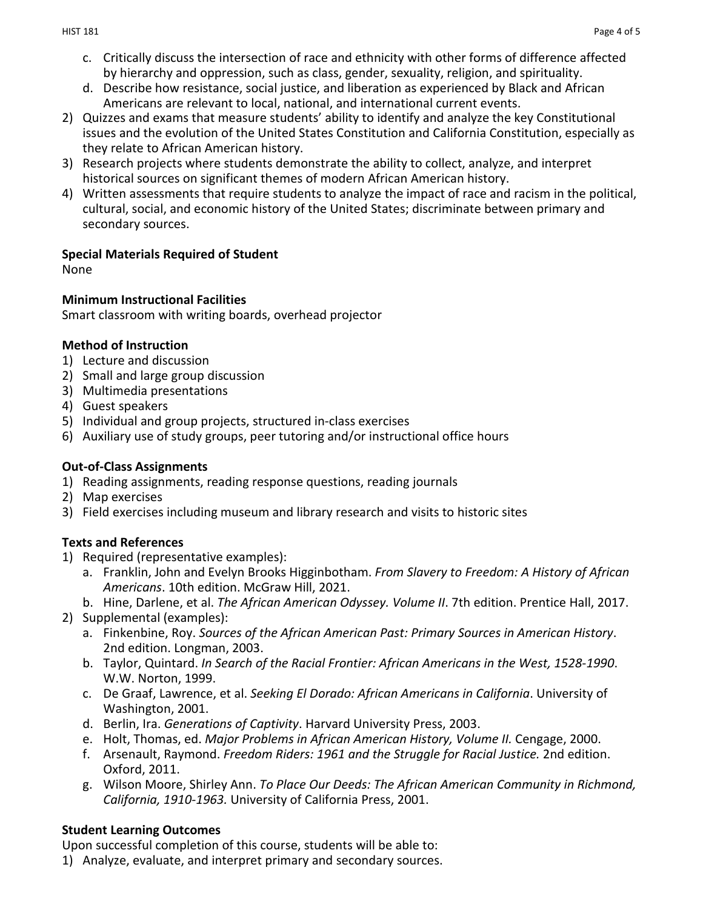c. Critically discuss the intersection of race and ethnicity with other forms of difference affected by hierarchy and oppression, such as class, gender, sexuality, religion, and spirituality.
   d. Describe how resistance, social justice, and liberation as experienced by Black and African Americans are relevant to local, national, and international current events.
2) Quizzes and exams that measure students' ability to identify and analyze the key Constitutional issues and the evolution of the United States Constitution and California Constitution, especially as they relate to African American history.
3) Research projects where students demonstrate the ability to collect, analyze, and interpret historical sources on significant themes of modern African American history.
4) Written assessments that require students to analyze the impact of race and racism in the political, cultural, social, and economic history of the United States; discriminate between primary and secondary sources.

**Special Materials Required of Student**
None

**Minimum Instructional Facilities**
Smart classroom with writing boards, overhead projector

**Method of Instruction**
1) Lecture and discussion
2) Small and large group discussion
3) Multimedia presentations
4) Guest speakers
5) Individual and group projects, structured in-class exercises
6) Auxiliary use of study groups, peer tutoring and/or instructional office hours

**Out-of-Class Assignments**
1) Reading assignments, reading response questions, reading journals
2) Map exercises
3) Field exercises including museum and library research and visits to historic sites

**Texts and References**
1) Required (representative examples):
   a. Franklin, John and Evelyn Brooks Higginbotham. *From Slavery to Freedom: A History of African Americans*. 10th edition. McGraw Hill, 2021.
   b. Hine, Darlene, et al. *The African American Odyssey. Volume II*. 7th edition. Prentice Hall, 2017.
2) Supplemental (examples):
   a. Finkenbine, Roy. *Sources of the African American Past: Primary Sources in American History*. 2nd edition. Longman, 2003.
   b. Taylor, Quintard. *In Search of the Racial Frontier: African Americans in the West, 1528-1990*. W.W. Norton, 1999.
   c. De Graaf, Lawrence, et al. *Seeking El Dorado: African Americans in California*. University of Washington, 2001.
   d. Berlin, Ira. *Generations of Captivity*. Harvard University Press, 2003.
   e. Holt, Thomas, ed. *Major Problems in African American History, Volume II.* Cengage, 2000.
   f. Arsenault, Raymond. *Freedom Riders: 1961 and the Struggle for Racial Justice.* 2nd edition. Oxford, 2011.
   g. Wilson Moore, Shirley Ann. *To Place Our Deeds: The African American Community in Richmond, California, 1910-1963.* University of California Press, 2001.

**Student Learning Outcomes**
Upon successful completion of this course, students will be able to:
1) Analyze, evaluate, and interpret primary and secondary sources.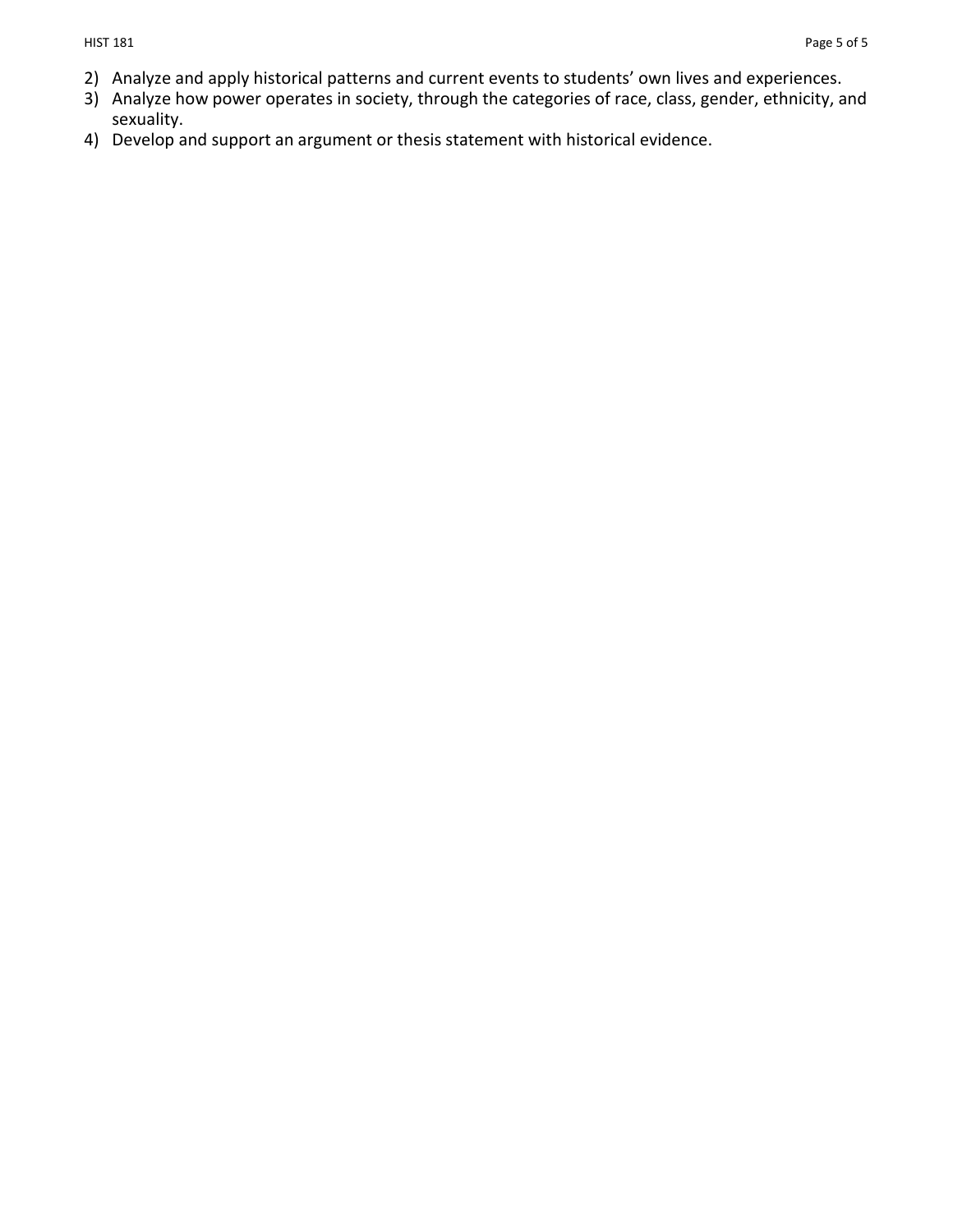2) Analyze and apply historical patterns and current events to students' own lives and experiences.
3) Analyze how power operates in society, through the categories of race, class, gender, ethnicity, and sexuality.
4) Develop and support an argument or thesis statement with historical evidence.